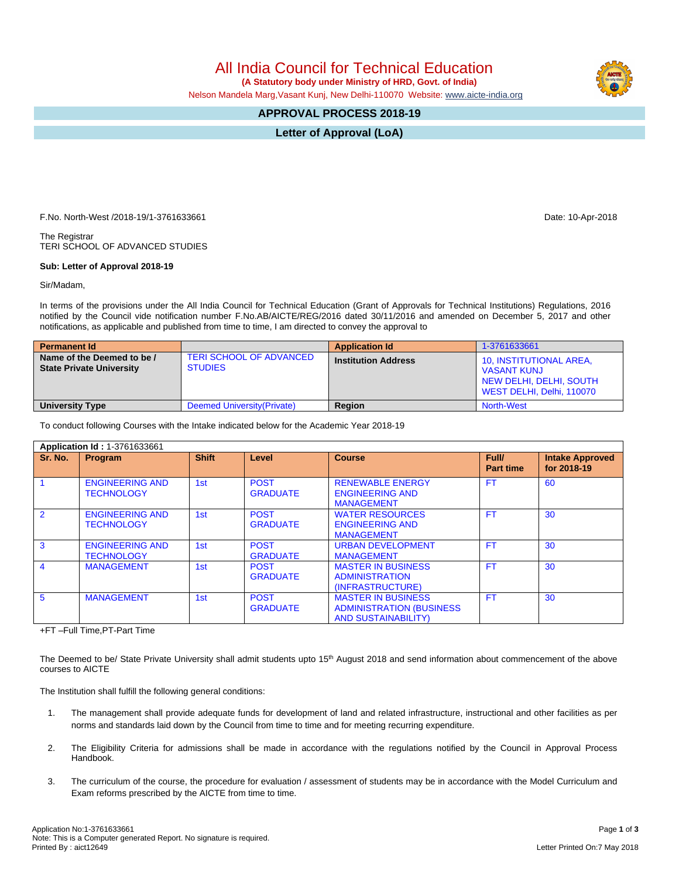# All India Council for Technical Education

**(A Statutory body under Ministry of HRD, Govt. of India)**

Nelson Mandela Marg,Vasant Kunj, New Delhi-110070 Website: www.aicte-india.org

## APPROVAL PROCESS 2018-19

## Letter of Approval (LoA)

F.No. North-West /2018-19/1-3761633661

Date: 10-Apr-2018

The Registrar
TERI SCHOOL OF ADVANCED STUDIES

**Sub: Letter of Approval 2018-19**

Sir/Madam,

In terms of the provisions under the All India Council for Technical Education (Grant of Approvals for Technical Institutions) Regulations, 2016 notified by the Council vide notification number F.No.AB/AICTE/REG/2016 dated 30/11/2016 and amended on December 5, 2017 and other notifications, as applicable and published from time to time, I am directed to convey the approval to

| Permanent Id | | Application Id | 1-3761633661 |
|---|---|---|---|
| Name of the Deemed to be / State Private University | TERI SCHOOL OF ADVANCED STUDIES | Institution Address | 10, INSTITUTIONAL AREA, VASANT KUNJ NEW DELHI, DELHI, SOUTH WEST DELHI, Delhi, 110070 |
| University Type | Deemed University(Private) | Region | North-West |

To conduct following Courses with the Intake indicated below for the Academic Year 2018-19

| **Application Id :** 1-3761633661 | | | | | | |
|---|---|---|---|---|---|---|
| **Sr. No.** | **Program** | **Shift** | **Level** | **Course** | **Full/ Part time** | **Intake Approved for 2018-19** |
| 1 | ENGINEERING AND TECHNOLOGY | 1st | POST GRADUATE | RENEWABLE ENERGY ENGINEERING AND MANAGEMENT | FT | 60 |
| 2 | ENGINEERING AND TECHNOLOGY | 1st | POST GRADUATE | WATER RESOURCES ENGINEERING AND MANAGEMENT | FT | 30 |
| 3 | ENGINEERING AND TECHNOLOGY | 1st | POST GRADUATE | URBAN DEVELOPMENT MANAGEMENT | FT | 30 |
| 4 | MANAGEMENT | 1st | POST GRADUATE | MASTER IN BUSINESS ADMINISTRATION (INFRASTRUCTURE) | FT | 30 |
| 5 | MANAGEMENT | 1st | POST GRADUATE | MASTER IN BUSINESS ADMINISTRATION (BUSINESS AND SUSTAINABILITY) | FT | 30 |

+FT –Full Time,PT-Part Time

The Deemed to be/ State Private University shall admit students upto 15th August 2018 and send information about commencement of the above courses to AICTE

The Institution shall fulfill the following general conditions:

1. The management shall provide adequate funds for development of land and related infrastructure, instructional and other facilities as per norms and standards laid down by the Council from time to time and for meeting recurring expenditure.

2. The Eligibility Criteria for admissions shall be made in accordance with the regulations notified by the Council in Approval Process Handbook.

3. The curriculum of the course, the procedure for evaluation / assessment of students may be in accordance with the Model Curriculum and Exam reforms prescribed by the AICTE from time to time.

Application No:1-3761633661
Note: This is a Computer generated Report. No signature is required.
Printed By : aict12649

Letter Printed On:7 May 2018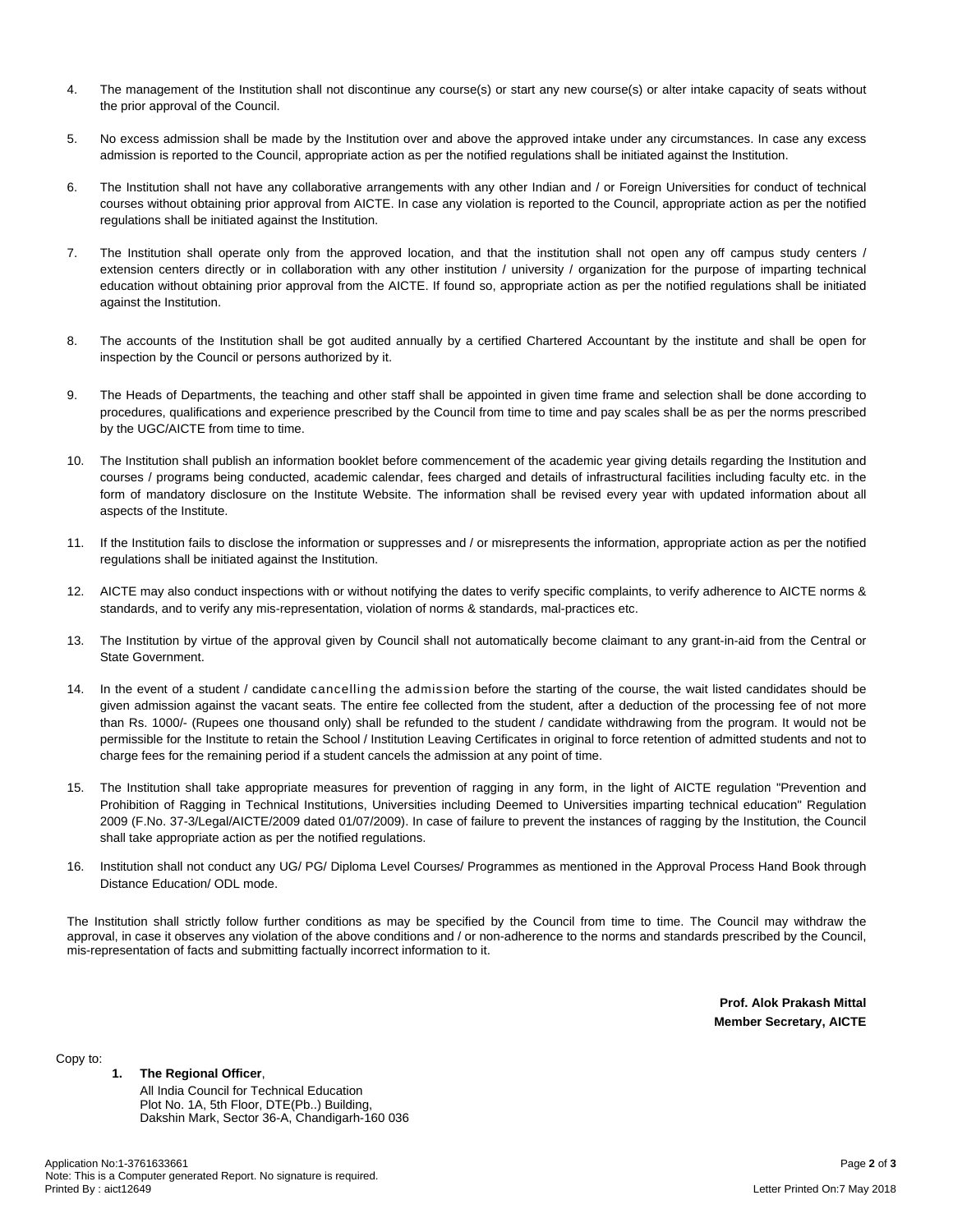4. The management of the Institution shall not discontinue any course(s) or start any new course(s) or alter intake capacity of seats without the prior approval of the Council.

5. No excess admission shall be made by the Institution over and above the approved intake under any circumstances. In case any excess admission is reported to the Council, appropriate action as per the notified regulations shall be initiated against the Institution.

6. The Institution shall not have any collaborative arrangements with any other Indian and / or Foreign Universities for conduct of technical courses without obtaining prior approval from AICTE. In case any violation is reported to the Council, appropriate action as per the notified regulations shall be initiated against the Institution.

7. The Institution shall operate only from the approved location, and that the institution shall not open any off campus study centers / extension centers directly or in collaboration with any other institution / university / organization for the purpose of imparting technical education without obtaining prior approval from the AICTE. If found so, appropriate action as per the notified regulations shall be initiated against the Institution.

8. The accounts of the Institution shall be got audited annually by a certified Chartered Accountant by the institute and shall be open for inspection by the Council or persons authorized by it.

9. The Heads of Departments, the teaching and other staff shall be appointed in given time frame and selection shall be done according to procedures, qualifications and experience prescribed by the Council from time to time and pay scales shall be as per the norms prescribed by the UGC/AICTE from time to time.

10. The Institution shall publish an information booklet before commencement of the academic year giving details regarding the Institution and courses / programs being conducted, academic calendar, fees charged and details of infrastructural facilities including faculty etc. in the form of mandatory disclosure on the Institute Website. The information shall be revised every year with updated information about all aspects of the Institute.

11. If the Institution fails to disclose the information or suppresses and / or misrepresents the information, appropriate action as per the notified regulations shall be initiated against the Institution.

12. AICTE may also conduct inspections with or without notifying the dates to verify specific complaints, to verify adherence to AICTE norms & standards, and to verify any mis-representation, violation of norms & standards, mal-practices etc.

13. The Institution by virtue of the approval given by Council shall not automatically become claimant to any grant-in-aid from the Central or State Government.

14. In the event of a student / candidate cancelling the admission before the starting of the course, the wait listed candidates should be given admission against the vacant seats. The entire fee collected from the student, after a deduction of the processing fee of not more than Rs. 1000/- (Rupees one thousand only) shall be refunded to the student / candidate withdrawing from the program. It would not be permissible for the Institute to retain the School / Institution Leaving Certificates in original to force retention of admitted students and not to charge fees for the remaining period if a student cancels the admission at any point of time.

15. The Institution shall take appropriate measures for prevention of ragging in any form, in the light of AICTE regulation "Prevention and Prohibition of Ragging in Technical Institutions, Universities including Deemed to Universities imparting technical education" Regulation 2009 (F.No. 37-3/Legal/AICTE/2009 dated 01/07/2009). In case of failure to prevent the instances of ragging by the Institution, the Council shall take appropriate action as per the notified regulations.

16. Institution shall not conduct any UG/ PG/ Diploma Level Courses/ Programmes as mentioned in the Approval Process Hand Book through Distance Education/ ODL mode.

The Institution shall strictly follow further conditions as may be specified by the Council from time to time. The Council may withdraw the approval, in case it observes any violation of the above conditions and / or non-adherence to the norms and standards prescribed by the Council, mis-representation of facts and submitting factually incorrect information to it.

**Prof. Alok Prakash Mittal**
**Member Secretary, AICTE**

Copy to:

1. **The Regional Officer**,
   All India Council for Technical Education
   Plot No. 1A, 5th Floor, DTE(Pb..) Building,
   Dakshin Mark, Sector 36-A, Chandigarh-160 036

Application No:1-3761633661
Note: This is a Computer generated Report. No signature is required.
Printed By : aict12649
Letter Printed On:7 May 2018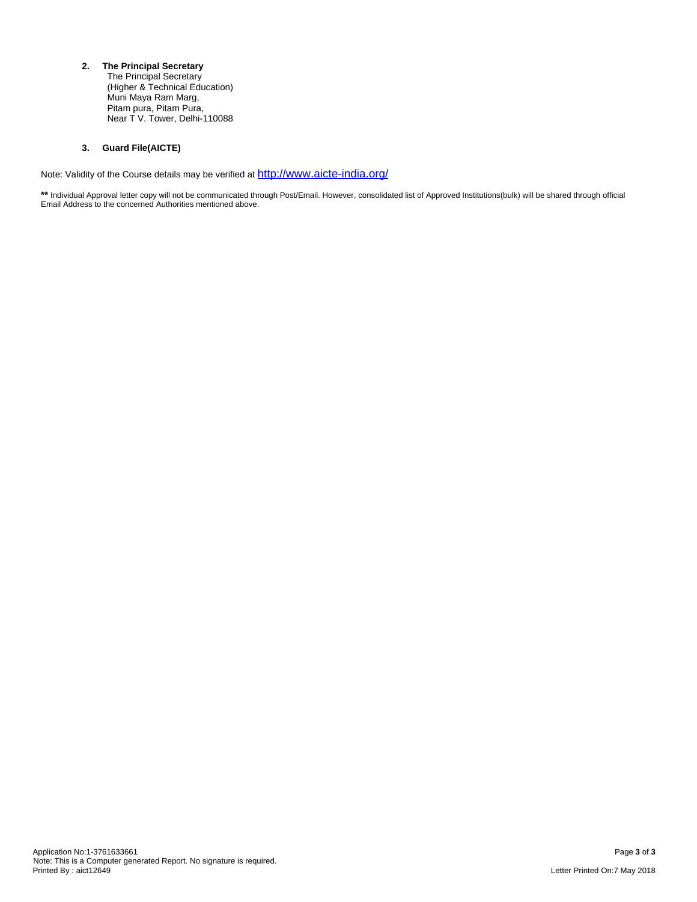2. **The Principal Secretary**
   The Principal Secretary
   (Higher & Technical Education)
   Muni Maya Ram Marg,
   Pitam pura, Pitam Pura,
   Near T V. Tower, Delhi-110088

3. **Guard File(AICTE)**

Note: Validity of the Course details may be verified at http://www.aicte-india.org/

**\*\*** Individual Approval letter copy will not be communicated through Post/Email. However, consolidated list of Approved Institutions(bulk) will be shared through official Email Address to the concerned Authorities mentioned above.

Application No:1-3761633661
Note: This is a Computer generated Report. No signature is required.
Printed By : aict12649

Letter Printed On:7 May 2018